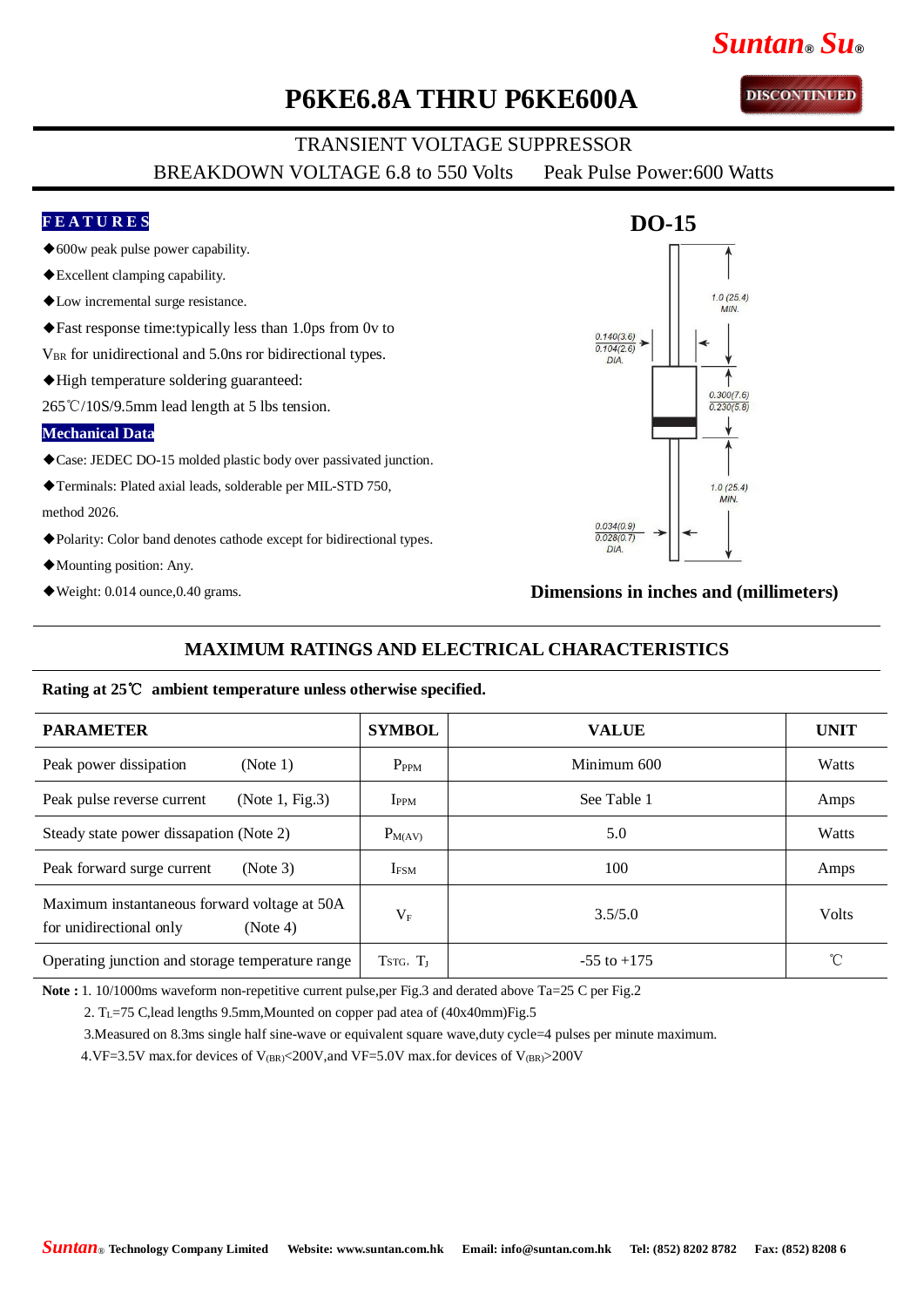# P6KE6.8A THRU P6KE600A

DISCONTINUED

TRANSIENT VOLTAGE SUPPRESSOR

BREAKDOWN VOLTAGE 6.8 to 550 Volts    Peak Pulse Power:600 Watts

## FEATURES

- ◆600w peak pulse power capability.
- ◆Excellent clamping capability.
- ◆Low incremental surge resistance.
- ◆Fast response time:typically less than 1.0ps from 0v to $V_{BR}$ for unidirectional and 5.0ns ror bidirectional types.
- ◆High temperature soldering guaranteed: 265℃/10S/9.5mm lead length at 5 lbs tension.

## Mechanical Data

- ◆Case: JEDEC DO-15 molded plastic body over passivated junction.
- ◆Terminals: Plated axial leads, solderable per MIL-STD 750, method 2026.
- ◆Polarity: Color band denotes cathode except for bidirectional types.
- ◆Mounting position: Any.
- ◆Weight: 0.014 ounce,0.40 grams.

## DO-15

1.0 (25.4) MIN.

0.140(3.6) / 0.104(2.6) DIA.

0.300(7.6) / 0.230(5.8)

1.0 (25.4) MIN.

0.034(0.9) / 0.028(0.7) DIA.

**Dimensions in inches and (millimeters)**

## MAXIMUM RATINGS AND ELECTRICAL CHARACTERISTICS

**Rating at 25℃ ambient temperature unless otherwise specified.**

| PARAMETER | SYMBOL | VALUE | UNIT |
|---|---|---|---|
| Peak power dissipation (Note 1) | $P_{PPM}$ | Minimum 600 | Watts |
| Peak pulse reverse current (Note 1, Fig.3) | $I_{PPM}$ | See Table 1 | Amps |
| Steady state power dissapation (Note 2) | $P_{M(AV)}$ | 5.0 | Watts |
| Peak forward surge current (Note 3) | $I_{FSM}$ | 100 | Amps |
| Maximum instantaneous forward voltage at 50A for unidirectional only (Note 4) | $V_F$ | 3.5/5.0 | Volts |
| Operating junction and storage temperature range | $T_{STG}$, $T_J$ | -55 to +175 | ℃ |

**Note :** 1. 10/1000ms waveform non-repetitive current pulse,per Fig.3 and derated above Ta=25 C per Fig.2

2. $T_L$=75 C,lead lengths 9.5mm,Mounted on copper pad atea of (40x40mm)Fig.5

3.Measured on 8.3ms single half sine-wave or equivalent square wave,duty cycle=4 pulses per minute maximum.

4.VF=3.5V max.for devices of $V_{(BR)}$<200V,and VF=5.0V max.for devices of $V_{(BR)}$>200V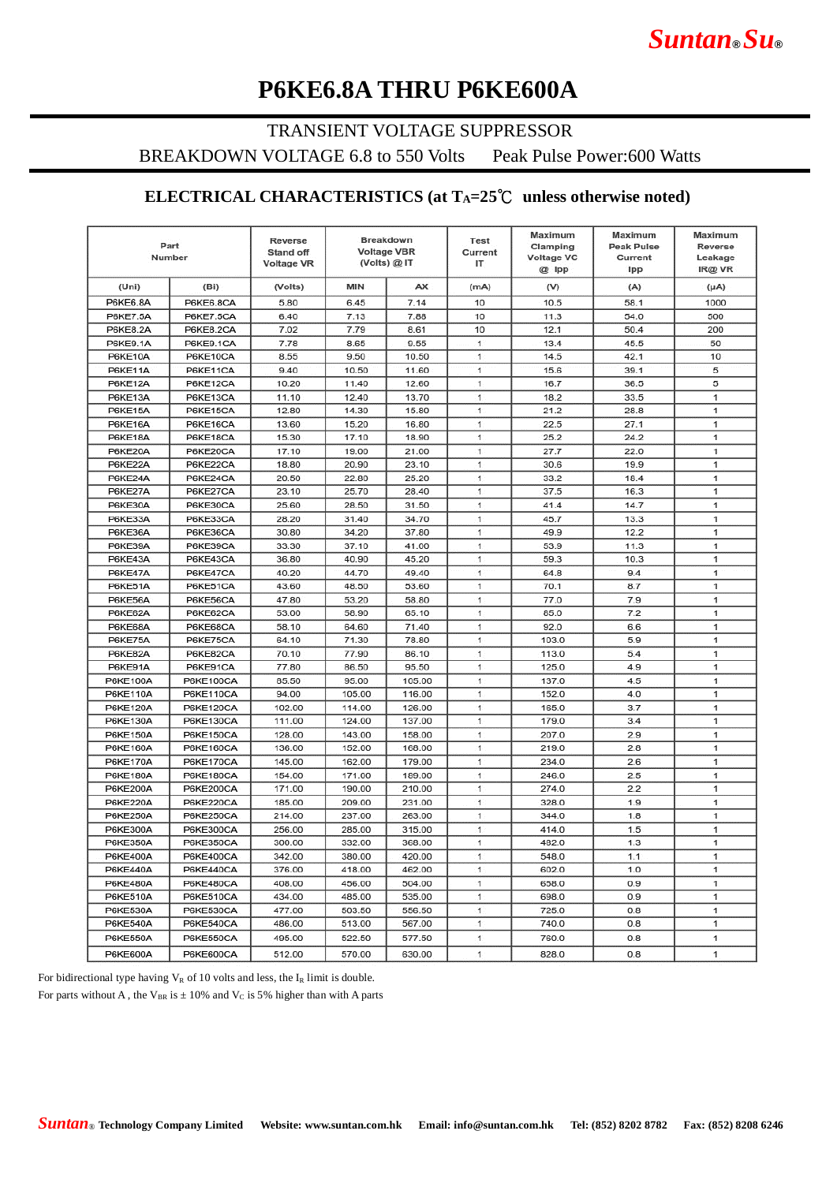# P6KE6.8A THRU P6KE600A

TRANSIENT VOLTAGE SUPPRESSOR

BREAKDOWN VOLTAGE 6.8 to 550 Volts Peak Pulse Power:600 Watts

## ELECTRICAL CHARACTERISTICS (at $T_A$=25℃ unless otherwise noted)

| Part Number | | Reverse Stand off Voltage VR | Breakdown Voltage VBR (Volts) @ IT | | Test Current IT | Maximum Clamping Voltage VC @ Ipp | Maximum Peak Pulse Current Ipp | Maximum Reverse Leakage IR@ VR |
|---|---|---|---|---|---|---|---|---|
| (Uni) | (Bi) | (Volts) | MIN | AX | (mA) | (V) | (A) | (μA) |
| P6KE6.8A | P6KE6.8CA | 5.80 | 6.45 | 7.14 | 10 | 10.5 | 58.1 | 1000 |
| P6KE7.5A | P6KE7.5CA | 6.40 | 7.13 | 7.88 | 10 | 11.3 | 54.0 | 500 |
| P6KE8.2A | P6KE8.2CA | 7.02 | 7.79 | 8.61 | 10 | 12.1 | 50.4 | 200 |
| P6KE9.1A | P6KE9.1CA | 7.78 | 8.65 | 9.55 | 1 | 13.4 | 45.5 | 50 |
| P6KE10A | P6KE10CA | 8.55 | 9.50 | 10.50 | 1 | 14.5 | 42.1 | 10 |
| P6KE11A | P6KE11CA | 9.40 | 10.50 | 11.60 | 1 | 15.6 | 39.1 | 5 |
| P6KE12A | P6KE12CA | 10.20 | 11.40 | 12.60 | 1 | 16.7 | 36.5 | 5 |
| P6KE13A | P6KE13CA | 11.10 | 12.40 | 13.70 | 1 | 18.2 | 33.5 | 1 |
| P6KE15A | P6KE15CA | 12.80 | 14.30 | 15.80 | 1 | 21.2 | 28.8 | 1 |
| P6KE16A | P6KE16CA | 13.60 | 15.20 | 16.80 | 1 | 22.5 | 27.1 | 1 |
| P6KE18A | P6KE18CA | 15.30 | 17.10 | 18.90 | 1 | 25.2 | 24.2 | 1 |
| P6KE20A | P6KE20CA | 17.10 | 19.00 | 21.00 | 1 | 27.7 | 22.0 | 1 |
| P6KE22A | P6KE22CA | 18.80 | 20.90 | 23.10 | 1 | 30.6 | 19.9 | 1 |
| P6KE24A | P6KE24CA | 20.50 | 22.80 | 25.20 | 1 | 33.2 | 18.4 | 1 |
| P6KE27A | P6KE27CA | 23.10 | 25.70 | 28.40 | 1 | 37.5 | 16.3 | 1 |
| P6KE30A | P6KE30CA | 25.60 | 28.50 | 31.50 | 1 | 41.4 | 14.7 | 1 |
| P6KE33A | P6KE33CA | 28.20 | 31.40 | 34.70 | 1 | 45.7 | 13.3 | 1 |
| P6KE36A | P6KE36CA | 30.80 | 34.20 | 37.80 | 1 | 49.9 | 12.2 | 1 |
| P6KE39A | P6KE39CA | 33.30 | 37.10 | 41.00 | 1 | 53.9 | 11.3 | 1 |
| P6KE43A | P6KE43CA | 36.80 | 40.90 | 45.20 | 1 | 59.3 | 10.3 | 1 |
| P6KE47A | P6KE47CA | 40.20 | 44.70 | 49.40 | 1 | 64.8 | 9.4 | 1 |
| P6KE51A | P6KE51CA | 43.60 | 48.50 | 53.60 | 1 | 70.1 | 8.7 | 1 |
| P6KE56A | P6KE56CA | 47.80 | 53.20 | 58.80 | 1 | 77.0 | 7.9 | 1 |
| P6KE62A | P6KE62CA | 53.00 | 58.90 | 65.10 | 1 | 85.0 | 7.2 | 1 |
| P6KE68A | P6KE68CA | 58.10 | 64.60 | 71.40 | 1 | 92.0 | 6.6 | 1 |
| P6KE75A | P6KE75CA | 64.10 | 71.30 | 78.80 | 1 | 103.0 | 5.9 | 1 |
| P6KE82A | P6KE82CA | 70.10 | 77.90 | 86.10 | 1 | 113.0 | 5.4 | 1 |
| P6KE91A | P6KE91CA | 77.80 | 86.50 | 95.50 | 1 | 125.0 | 4.9 | 1 |
| P6KE100A | P6KE100CA | 85.50 | 95.00 | 105.00 | 1 | 137.0 | 4.5 | 1 |
| P6KE110A | P6KE110CA | 94.00 | 105.00 | 116.00 | 1 | 152.0 | 4.0 | 1 |
| P6KE120A | P6KE120CA | 102.00 | 114.00 | 126.00 | 1 | 165.0 | 3.7 | 1 |
| P6KE130A | P6KE130CA | 111.00 | 124.00 | 137.00 | 1 | 179.0 | 3.4 | 1 |
| P6KE150A | P6KE150CA | 128.00 | 143.00 | 158.00 | 1 | 207.0 | 2.9 | 1 |
| P6KE160A | P6KE160CA | 136.00 | 152.00 | 168.00 | 1 | 219.0 | 2.8 | 1 |
| P6KE170A | P6KE170CA | 145.00 | 162.00 | 179.00 | 1 | 234.0 | 2.6 | 1 |
| P6KE180A | P6KE180CA | 154.00 | 171.00 | 189.00 | 1 | 246.0 | 2.5 | 1 |
| P6KE200A | P6KE200CA | 171.00 | 190.00 | 210.00 | 1 | 274.0 | 2.2 | 1 |
| P6KE220A | P6KE220CA | 185.00 | 209.00 | 231.00 | 1 | 328.0 | 1.9 | 1 |
| P6KE250A | P6KE250CA | 214.00 | 237.00 | 263.00 | 1 | 344.0 | 1.8 | 1 |
| P6KE300A | P6KE300CA | 256.00 | 285.00 | 315.00 | 1 | 414.0 | 1.5 | 1 |
| P6KE350A | P6KE350CA | 300.00 | 332.00 | 368.00 | 1 | 482.0 | 1.3 | 1 |
| P6KE400A | P6KE400CA | 342.00 | 380.00 | 420.00 | 1 | 548.0 | 1.1 | 1 |
| P6KE440A | P6KE440CA | 376.00 | 418.00 | 462.00 | 1 | 602.0 | 1.0 | 1 |
| P6KE480A | P6KE480CA | 408.00 | 456.00 | 504.00 | 1 | 658.0 | 0.9 | 1 |
| P6KE510A | P6KE510CA | 434.00 | 485.00 | 535.00 | 1 | 698.0 | 0.9 | 1 |
| P6KE530A | P6KE530CA | 477.00 | 503.50 | 556.50 | 1 | 725.0 | 0.8 | 1 |
| P6KE540A | P6KE540CA | 486.00 | 513.00 | 567.00 | 1 | 740.0 | 0.8 | 1 |
| P6KE550A | P6KE550CA | 495.00 | 522.50 | 577.50 | 1 | 760.0 | 0.8 | 1 |
| P6KE600A | P6KE600CA | 512.00 | 570.00 | 630.00 | 1 | 828.0 | 0.8 | 1 |

For bidirectional type having $V_R$ of 10 volts and less, the $I_R$ limit is double.

For parts without A , the $V_{BR}$ is ± 10% and $V_C$ is 5% higher than with A parts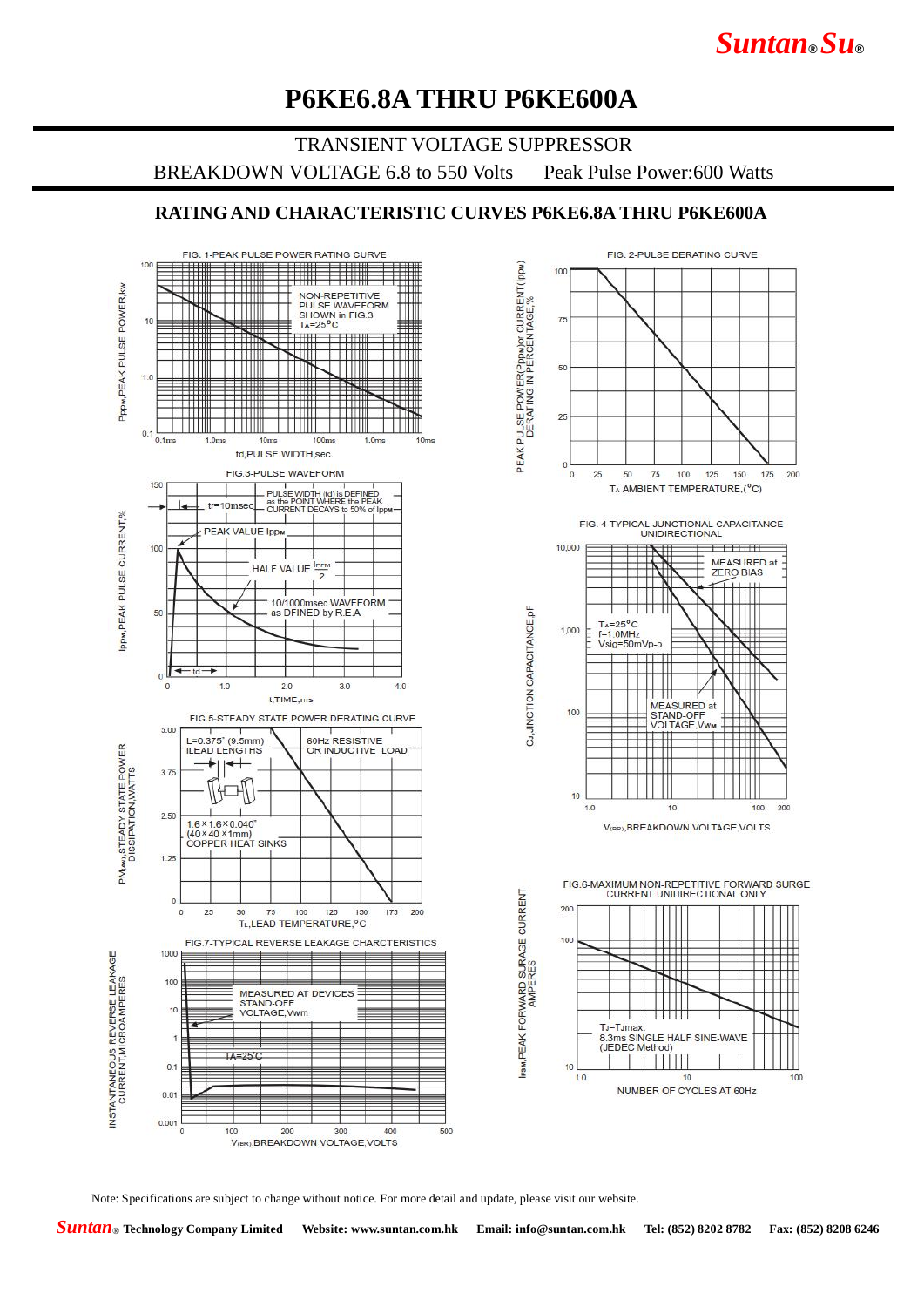# P6KE6.8A THRU P6KE600A

TRANSIENT VOLTAGE SUPPRESSOR

BREAKDOWN VOLTAGE 6.8 to 550 Volts Peak Pulse Power:600 Watts

## RATING AND CHARACTERISTIC CURVES P6KE6.8A THRU P6KE600A

FIG. 1-PEAK PULSE POWER RATING CURVE

NON-REPETITIVE PULSE WAVEFORM SHOWN in FIG.3 $T_A$=25°C

$P_{PPM}$,PEAK PULSE POWER,kw

100
10
1.0
0.1

0.1ms 1.0ms 10ms 100ms 1.0ms 10ms

td,PULSE WIDTH,sec.

FIG. 2-PULSE DERATING CURVE

PEAK PULSE POWER($P_{PPM}$)or CURRENT($I_{PPM}$) DERATING IN PERCENTAGE,%

100
75
50
25
0

0 25 50 75 100 125 150 175 200

$T_A$ AMBIENT TEMPERATURE,(°C)

FIG.3-PULSE WAVEFORM

tr=10msec

PULSE WIDTH (td) is DEFINED as the POINT WHERE the PEAK CURRENT DECAYS to 50% of $I_{PPM}$

PEAK VALUE $I_{PPM}$

HALF VALUE $\frac{I_{PPM}}{2}$

10/1000msec WAVEFORM as DFINED by R.E.A

td

$I_{PPM}$,PEAK PULSE CURRENT,%

150
100
50
0

0 1.0 2.0 3.0 4.0

t,TIME,ms

FIG. 4-TYPICAL JUNCTIONAL CAPACITANCE UNIDIRECTIONAL

MEASURED at ZERO BIAS

$T_A$=25°C f=1.0MHz Vsig=50mVp-p

MEASURED at STAND-OFF VOLTAGE,$V_{WM}$

$C_J$,JUNCTION CAPACITANCE,pF

10,000
1,000
100
10

1.0 10 100 200

$V_{(BR)}$,BREAKDOWN VOLTAGE,VOLTS

FIG.5-STEADY STATE POWER DERATING CURVE

L=0.375" (9.5mm) LEAD LENGTHS

60Hz RESISTIVE OR INDUCTIVE LOAD

1.6×1.6×0.040" (40×40×1mm) COPPER HEAT SINKS

$P_{M(AV)}$,STEADY STATE POWER DISSIPATION,WATTS

5.00
3.75
2.50
1.25
0

0 25 50 75 100 125 150 175 200

$T_L$,LEAD TEMPERATURE,°C

FIG.6-MAXIMUM NON-REPETITIVE FORWARD SURGE CURRENT UNIDIRECTIONAL ONLY

$T_J$=$T_J$max. 8.3ms SINGLE HALF SINE-WAVE (JEDEC Method)

$I_{FSM}$,PEAK FORWARD SURAGE CURRENT AMPERES

200
100
10

1.0 10 100

NUMBER OF CYCLES AT 60Hz

FIG.7-TYPICAL REVERSE LEAKAGE CHARCTERISTICS

MEASURED AT DEVICES STAND-OFF VOLTAGE,Vwm

TA=25°C

INSTANTANEOUS REVERSE LEAKAGE CURRENT,MICROAMPERES

1000
100
10
1
0.1
0.01
0.001

0 100 200 300 400 500

$V_{(BR)}$,BREAKDOWN VOLTAGE,VOLTS

Note: Specifications are subject to change without notice. For more detail and update, please visit our website.

Suntan® Technology Company Limited Website: www.suntan.com.hk Email: info@suntan.com.hk Tel: (852) 8202 8782 Fax: (852) 8208 6246